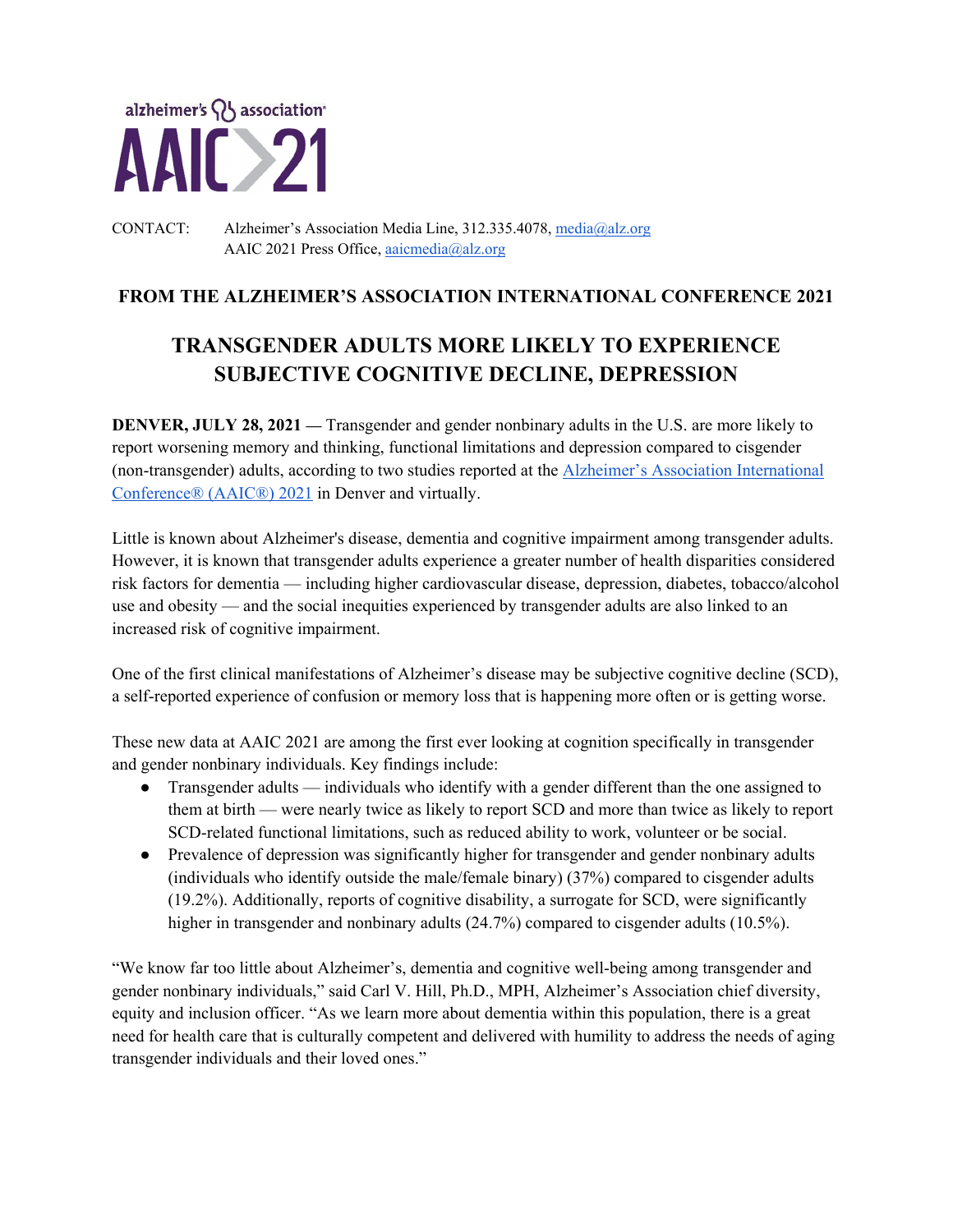alzheimer's association

AAIC 21

CONTACT: Alzheimer's Association Media Line, 312.335.4078, media@alz.org
AAIC 2021 Press Office, aaicmedia@alz.org

**FROM THE ALZHEIMER'S ASSOCIATION INTERNATIONAL CONFERENCE 2021**

# TRANSGENDER ADULTS MORE LIKELY TO EXPERIENCE SUBJECTIVE COGNITIVE DECLINE, DEPRESSION

**DENVER, JULY 28, 2021 —** Transgender and gender nonbinary adults in the U.S. are more likely to report worsening memory and thinking, functional limitations and depression compared to cisgender (non-transgender) adults, according to two studies reported at the [Alzheimer's Association International Conference® (AAIC®) 2021](https://www.alz.org/aaic/) in Denver and virtually.

Little is known about Alzheimer's disease, dementia and cognitive impairment among transgender adults. However, it is known that transgender adults experience a greater number of health disparities considered risk factors for dementia — including higher cardiovascular disease, depression, diabetes, tobacco/alcohol use and obesity — and the social inequities experienced by transgender adults are also linked to an increased risk of cognitive impairment.

One of the first clinical manifestations of Alzheimer's disease may be subjective cognitive decline (SCD), a self-reported experience of confusion or memory loss that is happening more often or is getting worse.

These new data at AAIC 2021 are among the first ever looking at cognition specifically in transgender and gender nonbinary individuals. Key findings include:

- Transgender adults — individuals who identify with a gender different than the one assigned to them at birth — were nearly twice as likely to report SCD and more than twice as likely to report SCD-related functional limitations, such as reduced ability to work, volunteer or be social.
- Prevalence of depression was significantly higher for transgender and gender nonbinary adults (individuals who identify outside the male/female binary) (37%) compared to cisgender adults (19.2%). Additionally, reports of cognitive disability, a surrogate for SCD, were significantly higher in transgender and nonbinary adults (24.7%) compared to cisgender adults (10.5%).

"We know far too little about Alzheimer's, dementia and cognitive well-being among transgender and gender nonbinary individuals," said Carl V. Hill, Ph.D., MPH, Alzheimer's Association chief diversity, equity and inclusion officer. "As we learn more about dementia within this population, there is a great need for health care that is culturally competent and delivered with humility to address the needs of aging transgender individuals and their loved ones."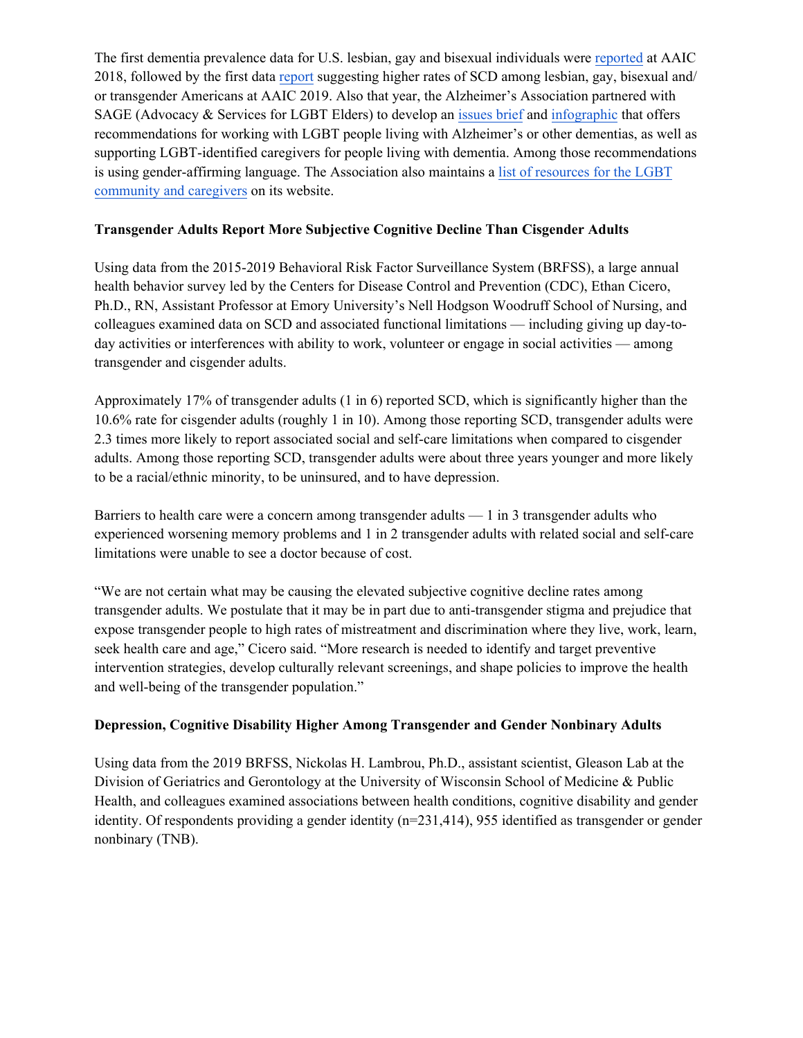The first dementia prevalence data for U.S. lesbian, gay and bisexual individuals were reported at AAIC 2018, followed by the first data report suggesting higher rates of SCD among lesbian, gay, bisexual and/or transgender Americans at AAIC 2019. Also that year, the Alzheimer's Association partnered with SAGE (Advocacy & Services for LGBT Elders) to develop an issues brief and infographic that offers recommendations for working with LGBT people living with Alzheimer's or other dementias, as well as supporting LGBT-identified caregivers for people living with dementia. Among those recommendations is using gender-affirming language. The Association also maintains a list of resources for the LGBT community and caregivers on its website.

**Transgender Adults Report More Subjective Cognitive Decline Than Cisgender Adults**

Using data from the 2015-2019 Behavioral Risk Factor Surveillance System (BRFSS), a large annual health behavior survey led by the Centers for Disease Control and Prevention (CDC), Ethan Cicero, Ph.D., RN, Assistant Professor at Emory University's Nell Hodgson Woodruff School of Nursing, and colleagues examined data on SCD and associated functional limitations — including giving up day-to-day activities or interferences with ability to work, volunteer or engage in social activities — among transgender and cisgender adults.

Approximately 17% of transgender adults (1 in 6) reported SCD, which is significantly higher than the 10.6% rate for cisgender adults (roughly 1 in 10). Among those reporting SCD, transgender adults were 2.3 times more likely to report associated social and self-care limitations when compared to cisgender adults. Among those reporting SCD, transgender adults were about three years younger and more likely to be a racial/ethnic minority, to be uninsured, and to have depression.

Barriers to health care were a concern among transgender adults — 1 in 3 transgender adults who experienced worsening memory problems and 1 in 2 transgender adults with related social and self-care limitations were unable to see a doctor because of cost.

"We are not certain what may be causing the elevated subjective cognitive decline rates among transgender adults. We postulate that it may be in part due to anti-transgender stigma and prejudice that expose transgender people to high rates of mistreatment and discrimination where they live, work, learn, seek health care and age," Cicero said. "More research is needed to identify and target preventive intervention strategies, develop culturally relevant screenings, and shape policies to improve the health and well-being of the transgender population."

**Depression, Cognitive Disability Higher Among Transgender and Gender Nonbinary Adults**

Using data from the 2019 BRFSS, Nickolas H. Lambrou, Ph.D., assistant scientist, Gleason Lab at the Division of Geriatrics and Gerontology at the University of Wisconsin School of Medicine & Public Health, and colleagues examined associations between health conditions, cognitive disability and gender identity. Of respondents providing a gender identity (n=231,414), 955 identified as transgender or gender nonbinary (TNB).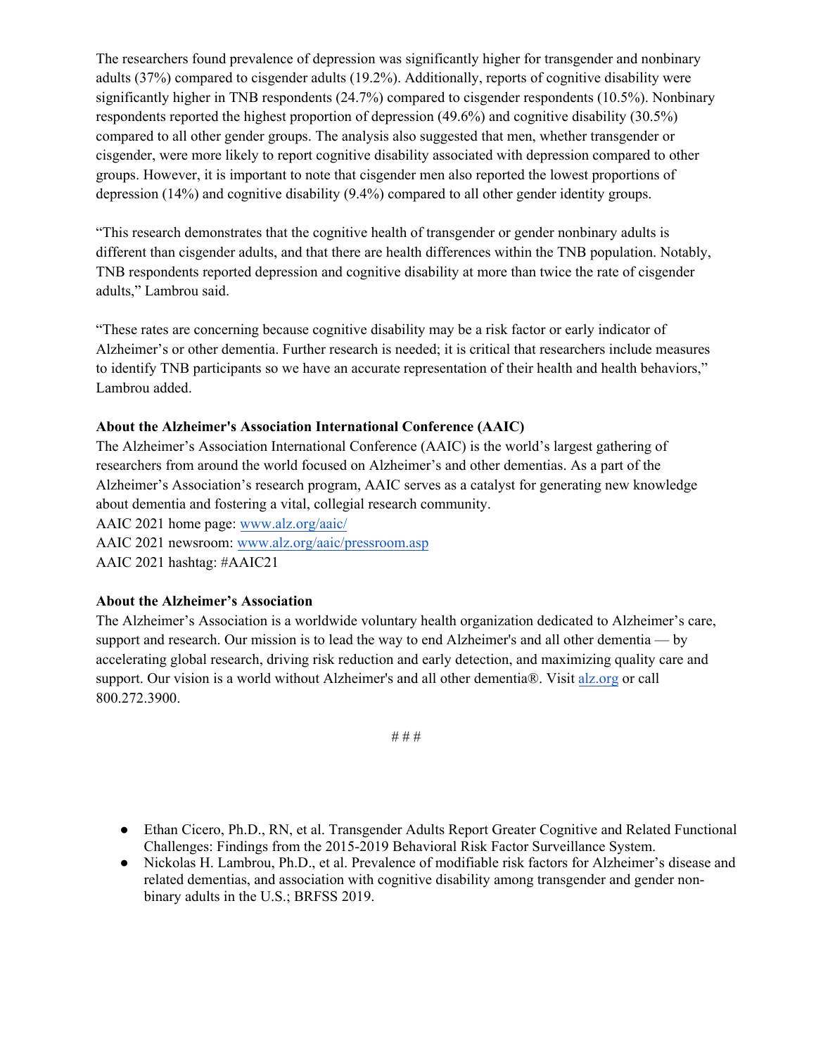The researchers found prevalence of depression was significantly higher for transgender and nonbinary adults (37%) compared to cisgender adults (19.2%). Additionally, reports of cognitive disability were significantly higher in TNB respondents (24.7%) compared to cisgender respondents (10.5%). Nonbinary respondents reported the highest proportion of depression (49.6%) and cognitive disability (30.5%) compared to all other gender groups. The analysis also suggested that men, whether transgender or cisgender, were more likely to report cognitive disability associated with depression compared to other groups. However, it is important to note that cisgender men also reported the lowest proportions of depression (14%) and cognitive disability (9.4%) compared to all other gender identity groups.

"This research demonstrates that the cognitive health of transgender or gender nonbinary adults is different than cisgender adults, and that there are health differences within the TNB population. Notably, TNB respondents reported depression and cognitive disability at more than twice the rate of cisgender adults," Lambrou said.

"These rates are concerning because cognitive disability may be a risk factor or early indicator of Alzheimer's or other dementia. Further research is needed; it is critical that researchers include measures to identify TNB participants so we have an accurate representation of their health and health behaviors," Lambrou added.

**About the Alzheimer's Association International Conference (AAIC)**

The Alzheimer's Association International Conference (AAIC) is the world's largest gathering of researchers from around the world focused on Alzheimer's and other dementias. As a part of the Alzheimer's Association's research program, AAIC serves as a catalyst for generating new knowledge about dementia and fostering a vital, collegial research community.

AAIC 2021 home page: [www.alz.org/aaic/](www.alz.org/aaic/)
AAIC 2021 newsroom: [www.alz.org/aaic/pressroom.asp](www.alz.org/aaic/pressroom.asp)
AAIC 2021 hashtag: #AAIC21

**About the Alzheimer's Association**

The Alzheimer's Association is a worldwide voluntary health organization dedicated to Alzheimer's care, support and research. Our mission is to lead the way to end Alzheimer's and all other dementia — by accelerating global research, driving risk reduction and early detection, and maximizing quality care and support. Our vision is a world without Alzheimer's and all other dementia®. Visit [alz.org](alz.org) or call 800.272.3900.

# # #

- Ethan Cicero, Ph.D., RN, et al. Transgender Adults Report Greater Cognitive and Related Functional Challenges: Findings from the 2015-2019 Behavioral Risk Factor Surveillance System.
- Nickolas H. Lambrou, Ph.D., et al. Prevalence of modifiable risk factors for Alzheimer's disease and related dementias, and association with cognitive disability among transgender and gender non-binary adults in the U.S.; BRFSS 2019.